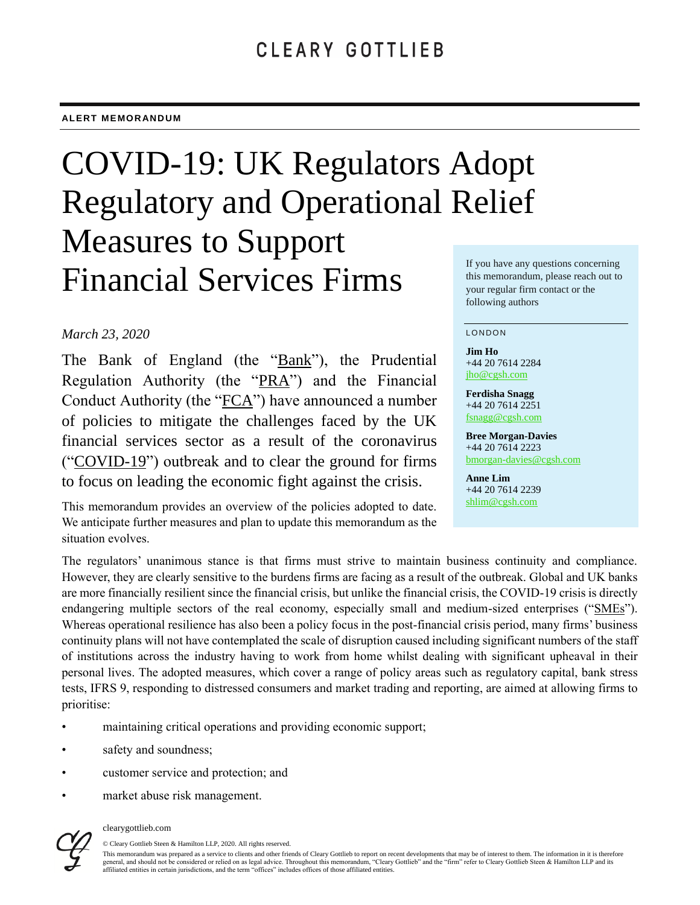CLEARY GOTTLIEB

**ALERT MEMORANDUM**

# COVID-19: UK Regulators Adopt Regulatory and Operational Relief Measures to Support Financial Services Firms

*March 23, 2020*

The Bank of England (the "Bank"), the Prudential Regulation Authority (the "PRA") and the Financial Conduct Authority (the "FCA") have announced a number of policies to mitigate the challenges faced by the UK financial services sector as a result of the coronavirus ("COVID-19") outbreak and to clear the ground for firms to focus on leading the economic fight against the crisis.

This memorandum provides an overview of the policies adopted to date. We anticipate further measures and plan to update this memorandum as the situation evolves.

If you have any questions concerning this memorandum, please reach out to your regular firm contact or the following authors

LONDON

**Jim Ho**
+44 20 7614 2284
jho@cgsh.com

**Ferdisha Snagg**
+44 20 7614 2251
fsnagg@cgsh.com

**Bree Morgan-Davies**
+44 20 7614 2223
bmorgan-davies@cgsh.com

**Anne Lim**
+44 20 7614 2239
shlim@cgsh.com

The regulators' unanimous stance is that firms must strive to maintain business continuity and compliance. However, they are clearly sensitive to the burdens firms are facing as a result of the outbreak. Global and UK banks are more financially resilient since the financial crisis, but unlike the financial crisis, the COVID-19 crisis is directly endangering multiple sectors of the real economy, especially small and medium-sized enterprises ("SMEs"). Whereas operational resilience has also been a policy focus in the post-financial crisis period, many firms' business continuity plans will not have contemplated the scale of disruption caused including significant numbers of the staff of institutions across the industry having to work from home whilst dealing with significant upheaval in their personal lives. The adopted measures, which cover a range of policy areas such as regulatory capital, bank stress tests, IFRS 9, responding to distressed consumers and market trading and reporting, are aimed at allowing firms to prioritise:

- maintaining critical operations and providing economic support;
- safety and soundness;
- customer service and protection; and
- market abuse risk management.

clearygottlieb.com

© Cleary Gottlieb Steen & Hamilton LLP, 2020. All rights reserved.

This memorandum was prepared as a service to clients and other friends of Cleary Gottlieb to report on recent developments that may be of interest to them. The information in it is therefore general, and should not be considered or relied on as legal advice. Throughout this memorandum, "Cleary Gottlieb" and the "firm" refer to Cleary Gottlieb Steen & Hamilton LLP and its affiliated entities in certain jurisdictions, and the term "offices" includes offices of those affiliated entities.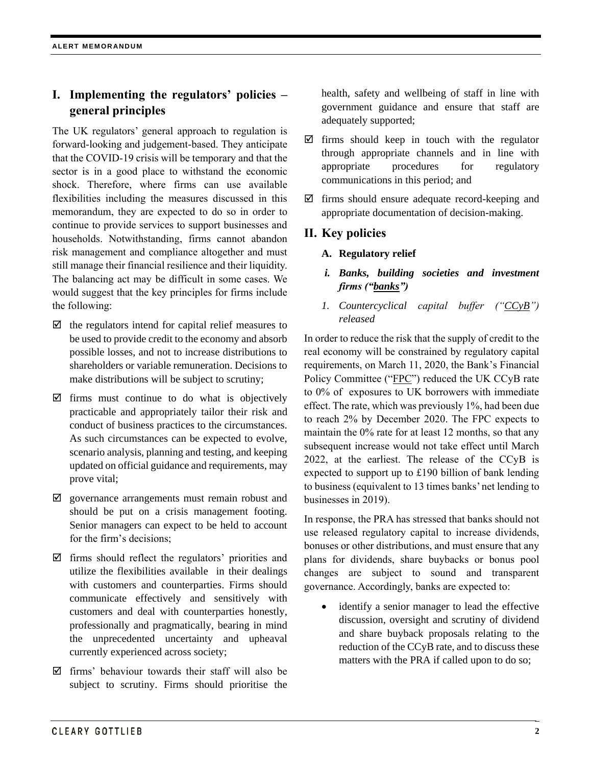## I. Implementing the regulators' policies – general principles

The UK regulators' general approach to regulation is forward-looking and judgement-based. They anticipate that the COVID-19 crisis will be temporary and that the sector is in a good place to withstand the economic shock. Therefore, where firms can use available flexibilities including the measures discussed in this memorandum, they are expected to do so in order to continue to provide services to support businesses and households. Notwithstanding, firms cannot abandon risk management and compliance altogether and must still manage their financial resilience and their liquidity. The balancing act may be difficult in some cases. We would suggest that the key principles for firms include the following:

- ☑ the regulators intend for capital relief measures to be used to provide credit to the economy and absorb possible losses, and not to increase distributions to shareholders or variable remuneration. Decisions to make distributions will be subject to scrutiny;
- ☑ firms must continue to do what is objectively practicable and appropriately tailor their risk and conduct of business practices to the circumstances. As such circumstances can be expected to evolve, scenario analysis, planning and testing, and keeping updated on official guidance and requirements, may prove vital;
- ☑ governance arrangements must remain robust and should be put on a crisis management footing. Senior managers can expect to be held to account for the firm's decisions;
- ☑ firms should reflect the regulators' priorities and utilize the flexibilities available in their dealings with customers and counterparties. Firms should communicate effectively and sensitively with customers and deal with counterparties honestly, professionally and pragmatically, bearing in mind the unprecedented uncertainty and upheaval currently experienced across society;
- ☑ firms' behaviour towards their staff will also be subject to scrutiny. Firms should prioritise the health, safety and wellbeing of staff in line with government guidance and ensure that staff are adequately supported;
- ☑ firms should keep in touch with the regulator through appropriate channels and in line with appropriate procedures for regulatory communications in this period; and
- ☑ firms should ensure adequate record-keeping and appropriate documentation of decision-making.

## II. Key policies

### A. Regulatory relief

#### *i. Banks, building societies and investment firms ("banks")*

##### *1. Countercyclical capital buffer ("CCyB") released*

In order to reduce the risk that the supply of credit to the real economy will be constrained by regulatory capital requirements, on March 11, 2020, the Bank's Financial Policy Committee ("FPC") reduced the UK CCyB rate to 0% of exposures to UK borrowers with immediate effect. The rate, which was previously 1%, had been due to reach 2% by December 2020. The FPC expects to maintain the 0% rate for at least 12 months, so that any subsequent increase would not take effect until March 2022, at the earliest. The release of the CCyB is expected to support up to £190 billion of bank lending to business (equivalent to 13 times banks' net lending to businesses in 2019).

In response, the PRA has stressed that banks should not use released regulatory capital to increase dividends, bonuses or other distributions, and must ensure that any plans for dividends, share buybacks or bonus pool changes are subject to sound and transparent governance. Accordingly, banks are expected to:

- identify a senior manager to lead the effective discussion, oversight and scrutiny of dividend and share buyback proposals relating to the reduction of the CCyB rate, and to discuss these matters with the PRA if called upon to do so;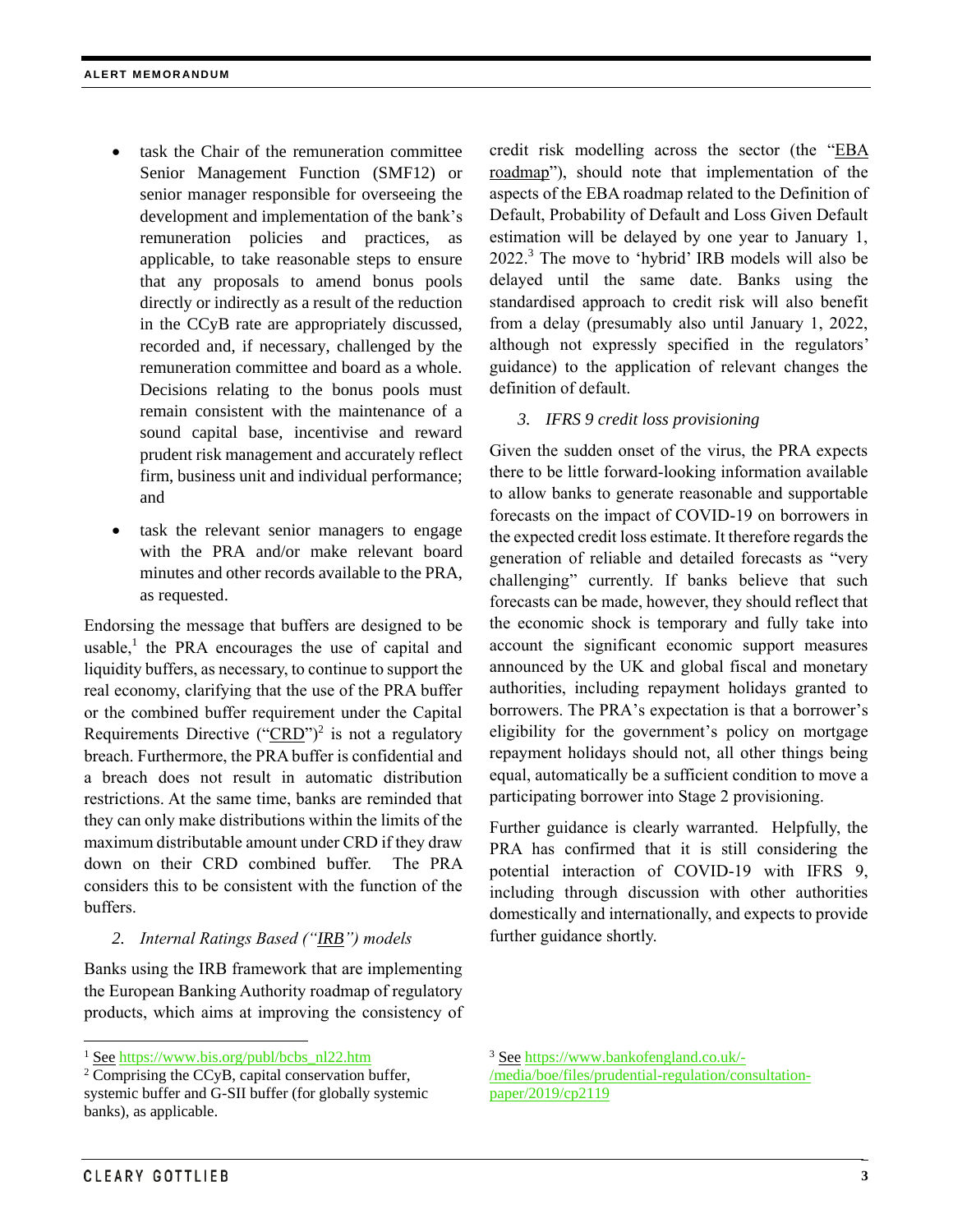- task the Chair of the remuneration committee Senior Management Function (SMF12) or senior manager responsible for overseeing the development and implementation of the bank's remuneration policies and practices, as applicable, to take reasonable steps to ensure that any proposals to amend bonus pools directly or indirectly as a result of the reduction in the CCyB rate are appropriately discussed, recorded and, if necessary, challenged by the remuneration committee and board as a whole. Decisions relating to the bonus pools must remain consistent with the maintenance of a sound capital base, incentivise and reward prudent risk management and accurately reflect firm, business unit and individual performance; and
- task the relevant senior managers to engage with the PRA and/or make relevant board minutes and other records available to the PRA, as requested.

Endorsing the message that buffers are designed to be usable,[1] the PRA encourages the use of capital and liquidity buffers, as necessary, to continue to support the real economy, clarifying that the use of the PRA buffer or the combined buffer requirement under the Capital Requirements Directive ("CRD")[2] is not a regulatory breach. Furthermore, the PRA buffer is confidential and a breach does not result in automatic distribution restrictions. At the same time, banks are reminded that they can only make distributions within the limits of the maximum distributable amount under CRD if they draw down on their CRD combined buffer. The PRA considers this to be consistent with the function of the buffers.

*2. Internal Ratings Based ("IRB") models*

Banks using the IRB framework that are implementing the European Banking Authority roadmap of regulatory products, which aims at improving the consistency of credit risk modelling across the sector (the "EBA roadmap"), should note that implementation of the aspects of the EBA roadmap related to the Definition of Default, Probability of Default and Loss Given Default estimation will be delayed by one year to January 1, 2022.[3] The move to 'hybrid' IRB models will also be delayed until the same date. Banks using the standardised approach to credit risk will also benefit from a delay (presumably also until January 1, 2022, although not expressly specified in the regulators' guidance) to the application of relevant changes the definition of default.

*3. IFRS 9 credit loss provisioning*

Given the sudden onset of the virus, the PRA expects there to be little forward-looking information available to allow banks to generate reasonable and supportable forecasts on the impact of COVID-19 on borrowers in the expected credit loss estimate. It therefore regards the generation of reliable and detailed forecasts as "very challenging" currently. If banks believe that such forecasts can be made, however, they should reflect that the economic shock is temporary and fully take into account the significant economic support measures announced by the UK and global fiscal and monetary authorities, including repayment holidays granted to borrowers. The PRA's expectation is that a borrower's eligibility for the government's policy on mortgage repayment holidays should not, all other things being equal, automatically be a sufficient condition to move a participating borrower into Stage 2 provisioning.

Further guidance is clearly warranted. Helpfully, the PRA has confirmed that it is still considering the potential interaction of COVID-19 with IFRS 9, including through discussion with other authorities domestically and internationally, and expects to provide further guidance shortly.

---

[1] See https://www.bis.org/publ/bcbs_nl22.htm

[2] Comprising the CCyB, capital conservation buffer, systemic buffer and G-SII buffer (for globally systemic banks), as applicable.

[3] See https://www.bankofengland.co.uk/-/media/boe/files/prudential-regulation/consultation-paper/2019/cp2119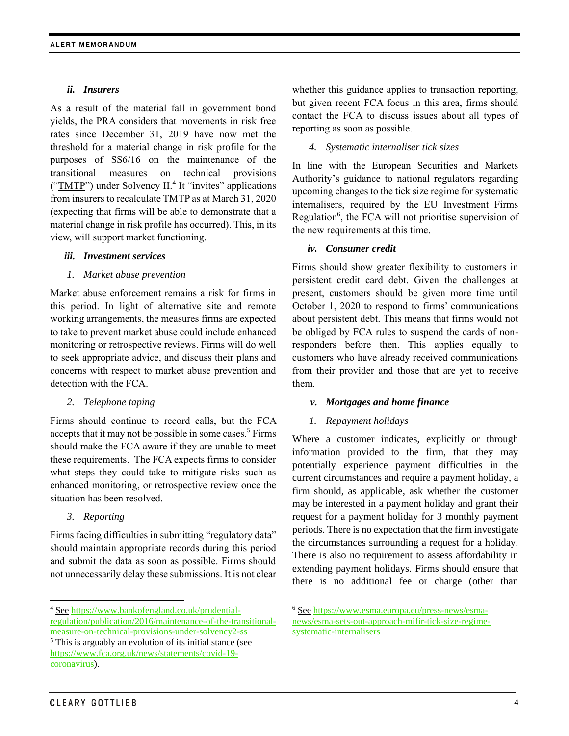### *ii. Insurers*

As a result of the material fall in government bond yields, the PRA considers that movements in risk free rates since December 31, 2019 have now met the threshold for a material change in risk profile for the purposes of SS6/16 on the maintenance of the transitional measures on technical provisions ("TMTP") under Solvency II.[4] It "invites" applications from insurers to recalculate TMTP as at March 31, 2020 (expecting that firms will be able to demonstrate that a material change in risk profile has occurred). This, in its view, will support market functioning.

### *iii. Investment services*

#### *1. Market abuse prevention*

Market abuse enforcement remains a risk for firms in this period. In light of alternative site and remote working arrangements, the measures firms are expected to take to prevent market abuse could include enhanced monitoring or retrospective reviews. Firms will do well to seek appropriate advice, and discuss their plans and concerns with respect to market abuse prevention and detection with the FCA.

#### *2. Telephone taping*

Firms should continue to record calls, but the FCA accepts that it may not be possible in some cases.[5] Firms should make the FCA aware if they are unable to meet these requirements. The FCA expects firms to consider what steps they could take to mitigate risks such as enhanced monitoring, or retrospective review once the situation has been resolved.

#### *3. Reporting*

Firms facing difficulties in submitting "regulatory data" should maintain appropriate records during this period and submit the data as soon as possible. Firms should not unnecessarily delay these submissions. It is not clear whether this guidance applies to transaction reporting, but given recent FCA focus in this area, firms should contact the FCA to discuss issues about all types of reporting as soon as possible.

#### *4. Systematic internaliser tick sizes*

In line with the European Securities and Markets Authority's guidance to national regulators regarding upcoming changes to the tick size regime for systematic internalisers, required by the EU Investment Firms Regulation[6], the FCA will not prioritise supervision of the new requirements at this time.

### *iv. Consumer credit*

Firms should show greater flexibility to customers in persistent credit card debt. Given the challenges at present, customers should be given more time until October 1, 2020 to respond to firms' communications about persistent debt. This means that firms would not be obliged by FCA rules to suspend the cards of non-responders before then. This applies equally to customers who have already received communications from their provider and those that are yet to receive them.

### *v. Mortgages and home finance*

#### *1. Repayment holidays*

Where a customer indicates, explicitly or through information provided to the firm, that they may potentially experience payment difficulties in the current circumstances and require a payment holiday, a firm should, as applicable, ask whether the customer may be interested in a payment holiday and grant their request for a payment holiday for 3 monthly payment periods. There is no expectation that the firm investigate the circumstances surrounding a request for a holiday. There is also no requirement to assess affordability in extending payment holidays. Firms should ensure that there is no additional fee or charge (other than

---

[4] See https://www.bankofengland.co.uk/prudential-regulation/publication/2016/maintenance-of-the-transitional-measure-on-technical-provisions-under-solvency2-ss

[5] This is arguably an evolution of its initial stance (see https://www.fca.org.uk/news/statements/covid-19-coronavirus).

[6] See https://www.esma.europa.eu/press-news/esma-news/esma-sets-out-approach-mifir-tick-size-regime-systematic-internalisers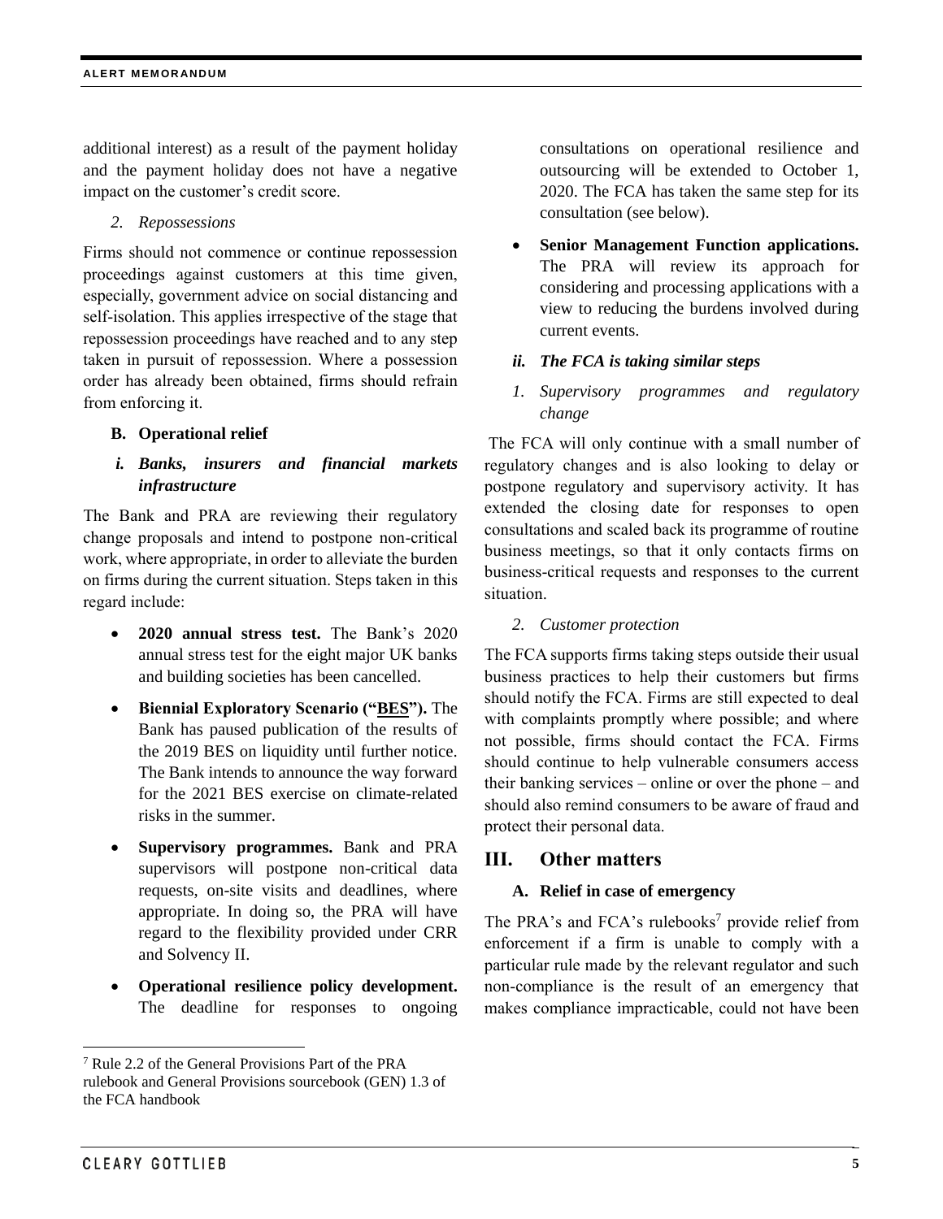additional interest) as a result of the payment holiday and the payment holiday does not have a negative impact on the customer's credit score.

*2. Repossessions*

Firms should not commence or continue repossession proceedings against customers at this time given, especially, government advice on social distancing and self-isolation. This applies irrespective of the stage that repossession proceedings have reached and to any step taken in pursuit of repossession. Where a possession order has already been obtained, firms should refrain from enforcing it.

### B. Operational relief

#### *i. Banks, insurers and financial markets infrastructure*

The Bank and PRA are reviewing their regulatory change proposals and intend to postpone non-critical work, where appropriate, in order to alleviate the burden on firms during the current situation. Steps taken in this regard include:

- **2020 annual stress test.** The Bank's 2020 annual stress test for the eight major UK banks and building societies has been cancelled.
- **Biennial Exploratory Scenario ("BES").** The Bank has paused publication of the results of the 2019 BES on liquidity until further notice. The Bank intends to announce the way forward for the 2021 BES exercise on climate-related risks in the summer.
- **Supervisory programmes.** Bank and PRA supervisors will postpone non-critical data requests, on-site visits and deadlines, where appropriate. In doing so, the PRA will have regard to the flexibility provided under CRR and Solvency II.
- **Operational resilience policy development.** The deadline for responses to ongoing consultations on operational resilience and outsourcing will be extended to October 1, 2020. The FCA has taken the same step for its consultation (see below).
- **Senior Management Function applications.** The PRA will review its approach for considering and processing applications with a view to reducing the burdens involved during current events.

#### *ii. The FCA is taking similar steps*

*1. Supervisory programmes and regulatory change*

The FCA will only continue with a small number of regulatory changes and is also looking to delay or postpone regulatory and supervisory activity. It has extended the closing date for responses to open consultations and scaled back its programme of routine business meetings, so that it only contacts firms on business-critical requests and responses to the current situation.

*2. Customer protection*

The FCA supports firms taking steps outside their usual business practices to help their customers but firms should notify the FCA. Firms are still expected to deal with complaints promptly where possible; and where not possible, firms should contact the FCA. Firms should continue to help vulnerable consumers access their banking services – online or over the phone – and should also remind consumers to be aware of fraud and protect their personal data.

## III. Other matters

### A. Relief in case of emergency

The PRA's and FCA's rulebooks[7] provide relief from enforcement if a firm is unable to comply with a particular rule made by the relevant regulator and such non-compliance is the result of an emergency that makes compliance impracticable, could not have been

[7] Rule 2.2 of the General Provisions Part of the PRA rulebook and General Provisions sourcebook (GEN) 1.3 of the FCA handbook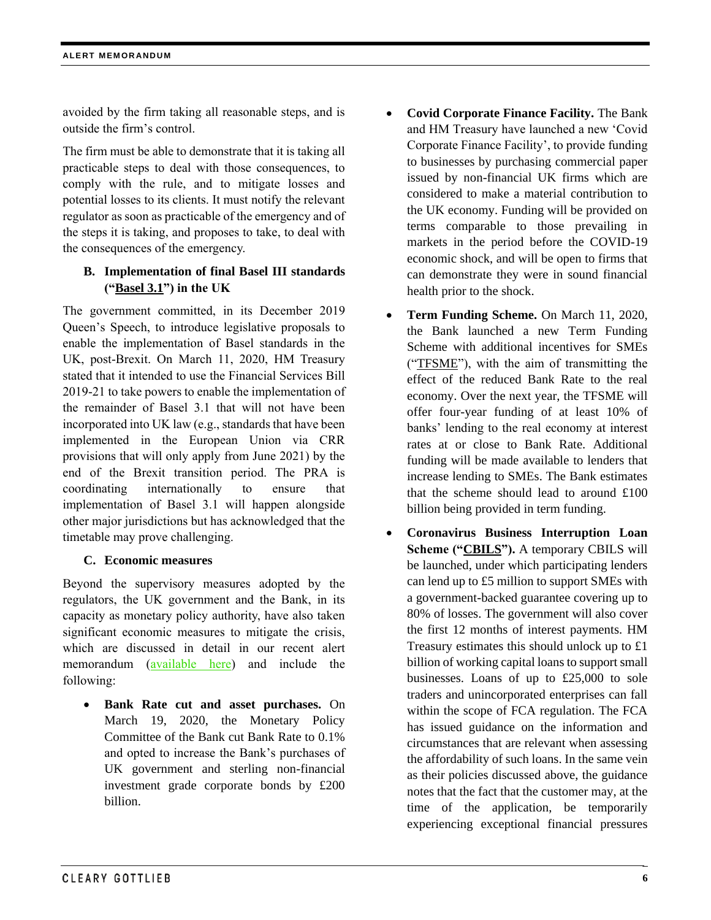avoided by the firm taking all reasonable steps, and is outside the firm's control.

The firm must be able to demonstrate that it is taking all practicable steps to deal with those consequences, to comply with the rule, and to mitigate losses and potential losses to its clients. It must notify the relevant regulator as soon as practicable of the emergency and of the steps it is taking, and proposes to take, to deal with the consequences of the emergency.

### B. Implementation of final Basel III standards ("Basel 3.1") in the UK

The government committed, in its December 2019 Queen's Speech, to introduce legislative proposals to enable the implementation of Basel standards in the UK, post-Brexit. On March 11, 2020, HM Treasury stated that it intended to use the Financial Services Bill 2019-21 to take powers to enable the implementation of the remainder of Basel 3.1 that will not have been incorporated into UK law (e.g., standards that have been implemented in the European Union via CRR provisions that will only apply from June 2021) by the end of the Brexit transition period. The PRA is coordinating internationally to ensure that implementation of Basel 3.1 will happen alongside other major jurisdictions but has acknowledged that the timetable may prove challenging.

### C. Economic measures

Beyond the supervisory measures adopted by the regulators, the UK government and the Bank, in its capacity as monetary policy authority, have also taken significant economic measures to mitigate the crisis, which are discussed in detail in our recent alert memorandum (available here) and include the following:

- **Bank Rate cut and asset purchases.** On March 19, 2020, the Monetary Policy Committee of the Bank cut Bank Rate to 0.1% and opted to increase the Bank's purchases of UK government and sterling non-financial investment grade corporate bonds by £200 billion.
- **Covid Corporate Finance Facility.** The Bank and HM Treasury have launched a new 'Covid Corporate Finance Facility', to provide funding to businesses by purchasing commercial paper issued by non-financial UK firms which are considered to make a material contribution to the UK economy. Funding will be provided on terms comparable to those prevailing in markets in the period before the COVID-19 economic shock, and will be open to firms that can demonstrate they were in sound financial health prior to the shock.
- **Term Funding Scheme.** On March 11, 2020, the Bank launched a new Term Funding Scheme with additional incentives for SMEs ("TFSME"), with the aim of transmitting the effect of the reduced Bank Rate to the real economy. Over the next year, the TFSME will offer four-year funding of at least 10% of banks' lending to the real economy at interest rates at or close to Bank Rate. Additional funding will be made available to lenders that increase lending to SMEs. The Bank estimates that the scheme should lead to around £100 billion being provided in term funding.
- **Coronavirus Business Interruption Loan Scheme ("CBILS").** A temporary CBILS will be launched, under which participating lenders can lend up to £5 million to support SMEs with a government-backed guarantee covering up to 80% of losses. The government will also cover the first 12 months of interest payments. HM Treasury estimates this should unlock up to £1 billion of working capital loans to support small businesses. Loans of up to £25,000 to sole traders and unincorporated enterprises can fall within the scope of FCA regulation. The FCA has issued guidance on the information and circumstances that are relevant when assessing the affordability of such loans. In the same vein as their policies discussed above, the guidance notes that the fact that the customer may, at the time of the application, be temporarily experiencing exceptional financial pressures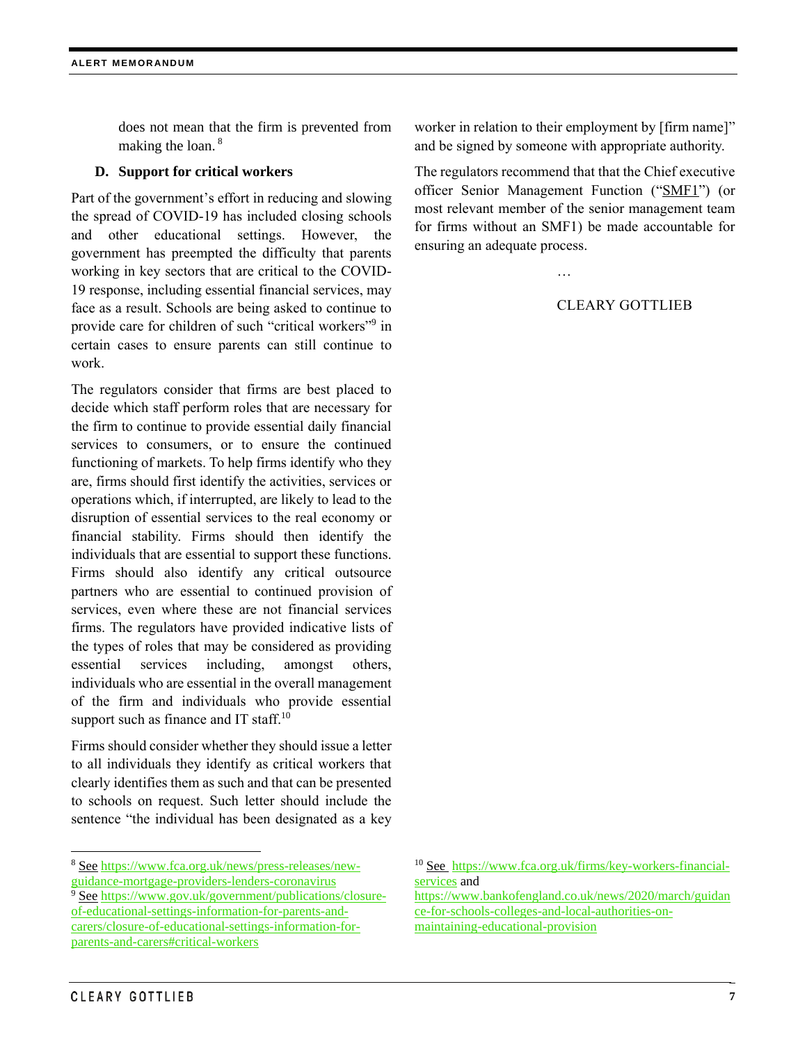does not mean that the firm is prevented from making the loan.[8]

### D. Support for critical workers

Part of the government's effort in reducing and slowing the spread of COVID-19 has included closing schools and other educational settings. However, the government has preempted the difficulty that parents working in key sectors that are critical to the COVID-19 response, including essential financial services, may face as a result. Schools are being asked to continue to provide care for children of such "critical workers"[9] in certain cases to ensure parents can still continue to work.

The regulators consider that firms are best placed to decide which staff perform roles that are necessary for the firm to continue to provide essential daily financial services to consumers, or to ensure the continued functioning of markets. To help firms identify who they are, firms should first identify the activities, services or operations which, if interrupted, are likely to lead to the disruption of essential services to the real economy or financial stability. Firms should then identify the individuals that are essential to support these functions. Firms should also identify any critical outsource partners who are essential to continued provision of services, even where these are not financial services firms. The regulators have provided indicative lists of the types of roles that may be considered as providing essential services including, amongst others, individuals who are essential in the overall management of the firm and individuals who provide essential support such as finance and IT staff.[10]

Firms should consider whether they should issue a letter to all individuals they identify as critical workers that clearly identifies them as such and that can be presented to schools on request. Such letter should include the sentence "the individual has been designated as a key worker in relation to their employment by [firm name]" and be signed by someone with appropriate authority.

The regulators recommend that that the Chief executive officer Senior Management Function ("SMF1") (or most relevant member of the senior management team for firms without an SMF1) be made accountable for ensuring an adequate process.

…

CLEARY GOTTLIEB

---

[8] See https://www.fca.org.uk/news/press-releases/new-guidance-mortgage-providers-lenders-coronavirus

[9] See https://www.gov.uk/government/publications/closure-of-educational-settings-information-for-parents-and-carers/closure-of-educational-settings-information-for-parents-and-carers#critical-workers

[10] See https://www.fca.org.uk/firms/key-workers-financial-services and https://www.bankofengland.co.uk/news/2020/march/guidance-for-schools-colleges-and-local-authorities-on-maintaining-educational-provision